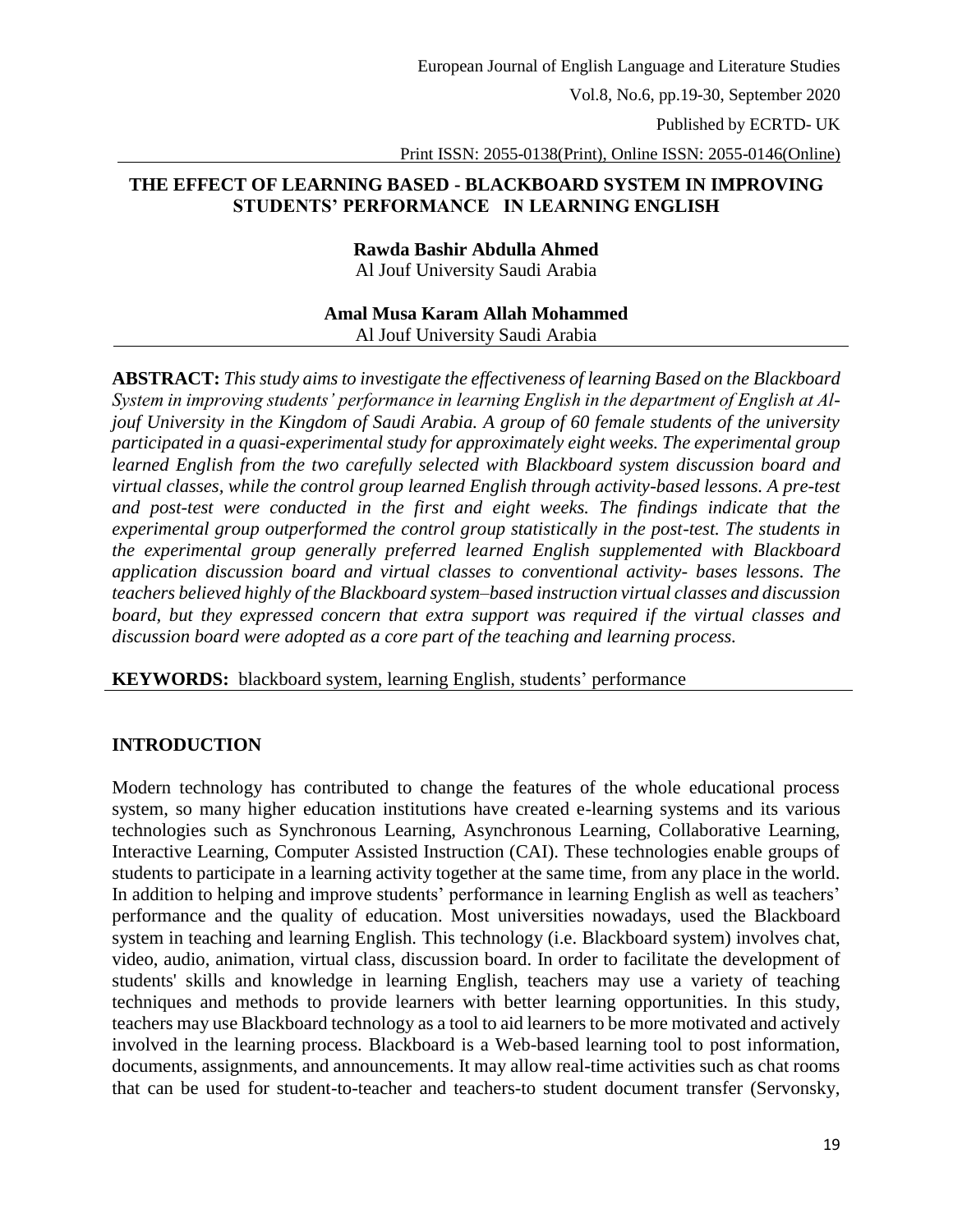# THE EFFECT OF LEARNING BASED - BLACKBOARD SYSTEM IN IMPROVING STUDENTS' PERFORMANCE IN LEARNING ENGLISH

**Rawda Bashir Abdulla Ahmed**
Al Jouf University Saudi Arabia

**Amal Musa Karam Allah Mohammed**
Al Jouf University Saudi Arabia

**ABSTRACT:** *This study aims to investigate the effectiveness of learning Based on the Blackboard System in improving students' performance in learning English in the department of English at Al-jouf University in the Kingdom of Saudi Arabia. A group of 60 female students of the university participated in a quasi-experimental study for approximately eight weeks. The experimental group learned English from the two carefully selected with Blackboard system discussion board and virtual classes, while the control group learned English through activity-based lessons. A pre-test and post-test were conducted in the first and eight weeks. The findings indicate that the experimental group outperformed the control group statistically in the post-test. The students in the experimental group generally preferred learned English supplemented with Blackboard application discussion board and virtual classes to conventional activity- bases lessons. The teachers believed highly of the Blackboard system–based instruction virtual classes and discussion board, but they expressed concern that extra support was required if the virtual classes and discussion board were adopted as a core part of the teaching and learning process.*

**KEYWORDS:** blackboard system, learning English, students' performance

## INTRODUCTION

Modern technology has contributed to change the features of the whole educational process system, so many higher education institutions have created e-learning systems and its various technologies such as Synchronous Learning, Asynchronous Learning, Collaborative Learning, Interactive Learning, Computer Assisted Instruction (CAI). These technologies enable groups of students to participate in a learning activity together at the same time, from any place in the world. In addition to helping and improve students' performance in learning English as well as teachers' performance and the quality of education. Most universities nowadays, used the Blackboard system in teaching and learning English. This technology (i.e. Blackboard system) involves chat, video, audio, animation, virtual class, discussion board. In order to facilitate the development of students' skills and knowledge in learning English, teachers may use a variety of teaching techniques and methods to provide learners with better learning opportunities. In this study, teachers may use Blackboard technology as a tool to aid learners to be more motivated and actively involved in the learning process. Blackboard is a Web-based learning tool to post information, documents, assignments, and announcements. It may allow real-time activities such as chat rooms that can be used for student-to-teacher and teachers-to student document transfer (Servonsky,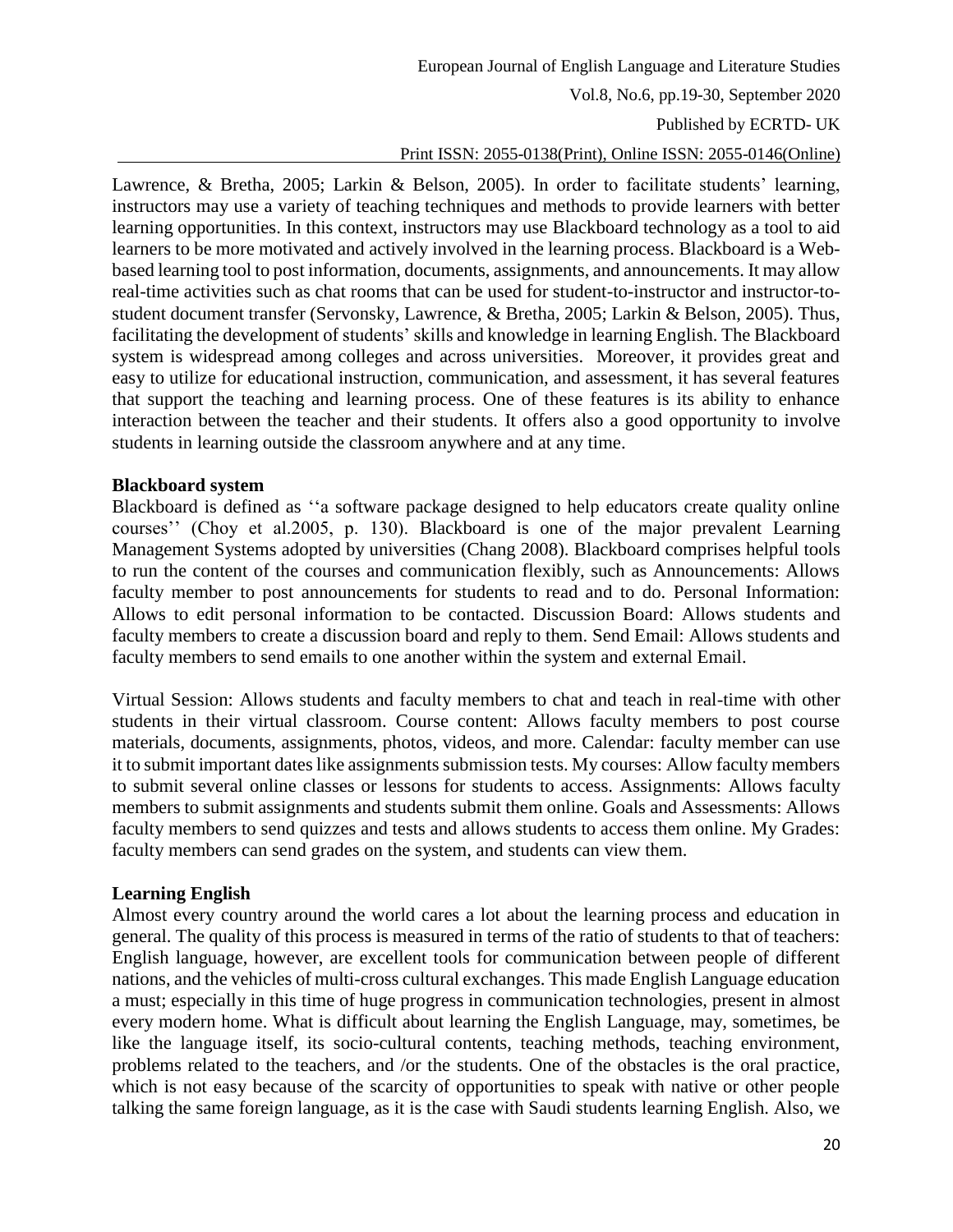Lawrence, & Bretha, 2005; Larkin & Belson, 2005). In order to facilitate students' learning, instructors may use a variety of teaching techniques and methods to provide learners with better learning opportunities. In this context, instructors may use Blackboard technology as a tool to aid learners to be more motivated and actively involved in the learning process. Blackboard is a Web-based learning tool to post information, documents, assignments, and announcements. It may allow real-time activities such as chat rooms that can be used for student-to-instructor and instructor-to-student document transfer (Servonsky, Lawrence, & Bretha, 2005; Larkin & Belson, 2005). Thus, facilitating the development of students' skills and knowledge in learning English. The Blackboard system is widespread among colleges and across universities. Moreover, it provides great and easy to utilize for educational instruction, communication, and assessment, it has several features that support the teaching and learning process. One of these features is its ability to enhance interaction between the teacher and their students. It offers also a good opportunity to involve students in learning outside the classroom anywhere and at any time.

**Blackboard system**

Blackboard is defined as ''a software package designed to help educators create quality online courses'' (Choy et al.2005, p. 130). Blackboard is one of the major prevalent Learning Management Systems adopted by universities (Chang 2008). Blackboard comprises helpful tools to run the content of the courses and communication flexibly, such as Announcements: Allows faculty member to post announcements for students to read and to do. Personal Information: Allows to edit personal information to be contacted. Discussion Board: Allows students and faculty members to create a discussion board and reply to them. Send Email: Allows students and faculty members to send emails to one another within the system and external Email.

Virtual Session: Allows students and faculty members to chat and teach in real-time with other students in their virtual classroom. Course content: Allows faculty members to post course materials, documents, assignments, photos, videos, and more. Calendar: faculty member can use it to submit important dates like assignments submission tests. My courses: Allow faculty members to submit several online classes or lessons for students to access. Assignments: Allows faculty members to submit assignments and students submit them online. Goals and Assessments: Allows faculty members to send quizzes and tests and allows students to access them online. My Grades: faculty members can send grades on the system, and students can view them.

**Learning English**

Almost every country around the world cares a lot about the learning process and education in general. The quality of this process is measured in terms of the ratio of students to that of teachers: English language, however, are excellent tools for communication between people of different nations, and the vehicles of multi-cross cultural exchanges. This made English Language education a must; especially in this time of huge progress in communication technologies, present in almost every modern home. What is difficult about learning the English Language, may, sometimes, be like the language itself, its socio-cultural contents, teaching methods, teaching environment, problems related to the teachers, and /or the students. One of the obstacles is the oral practice, which is not easy because of the scarcity of opportunities to speak with native or other people talking the same foreign language, as it is the case with Saudi students learning English. Also, we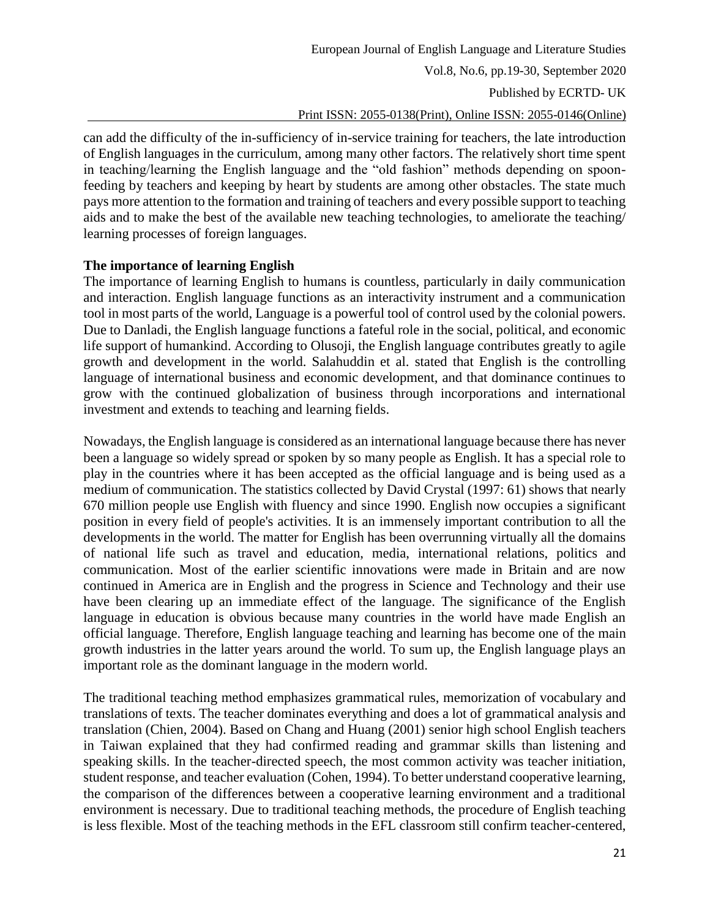can add the difficulty of the in-sufficiency of in-service training for teachers, the late introduction of English languages in the curriculum, among many other factors. The relatively short time spent in teaching/learning the English language and the "old fashion" methods depending on spoon-feeding by teachers and keeping by heart by students are among other obstacles. The state much pays more attention to the formation and training of teachers and every possible support to teaching aids and to make the best of the available new teaching technologies, to ameliorate the teaching/ learning processes of foreign languages.

## The importance of learning English

The importance of learning English to humans is countless, particularly in daily communication and interaction. English language functions as an interactivity instrument and a communication tool in most parts of the world, Language is a powerful tool of control used by the colonial powers. Due to Danladi, the English language functions a fateful role in the social, political, and economic life support of humankind. According to Olusoji, the English language contributes greatly to agile growth and development in the world. Salahuddin et al. stated that English is the controlling language of international business and economic development, and that dominance continues to grow with the continued globalization of business through incorporations and international investment and extends to teaching and learning fields.

Nowadays, the English language is considered as an international language because there has never been a language so widely spread or spoken by so many people as English. It has a special role to play in the countries where it has been accepted as the official language and is being used as a medium of communication. The statistics collected by David Crystal (1997: 61) shows that nearly 670 million people use English with fluency and since 1990. English now occupies a significant position in every field of people's activities. It is an immensely important contribution to all the developments in the world. The matter for English has been overrunning virtually all the domains of national life such as travel and education, media, international relations, politics and communication. Most of the earlier scientific innovations were made in Britain and are now continued in America are in English and the progress in Science and Technology and their use have been clearing up an immediate effect of the language. The significance of the English language in education is obvious because many countries in the world have made English an official language. Therefore, English language teaching and learning has become one of the main growth industries in the latter years around the world. To sum up, the English language plays an important role as the dominant language in the modern world.

The traditional teaching method emphasizes grammatical rules, memorization of vocabulary and translations of texts. The teacher dominates everything and does a lot of grammatical analysis and translation (Chien, 2004). Based on Chang and Huang (2001) senior high school English teachers in Taiwan explained that they had confirmed reading and grammar skills than listening and speaking skills. In the teacher-directed speech, the most common activity was teacher initiation, student response, and teacher evaluation (Cohen, 1994). To better understand cooperative learning, the comparison of the differences between a cooperative learning environment and a traditional environment is necessary. Due to traditional teaching methods, the procedure of English teaching is less flexible. Most of the teaching methods in the EFL classroom still confirm teacher-centered,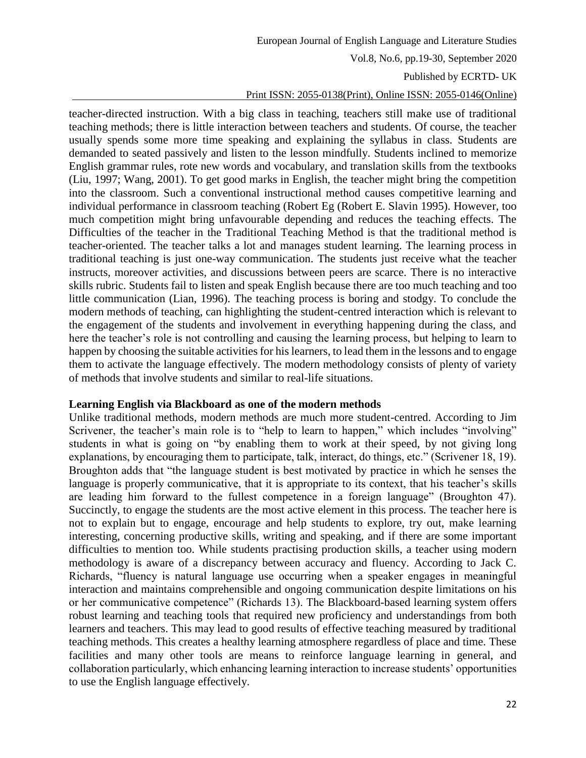teacher-directed instruction. With a big class in teaching, teachers still make use of traditional teaching methods; there is little interaction between teachers and students. Of course, the teacher usually spends some more time speaking and explaining the syllabus in class. Students are demanded to seated passively and listen to the lesson mindfully. Students inclined to memorize English grammar rules, rote new words and vocabulary, and translation skills from the textbooks (Liu, 1997; Wang, 2001). To get good marks in English, the teacher might bring the competition into the classroom. Such a conventional instructional method causes competitive learning and individual performance in classroom teaching (Robert Eg (Robert E. Slavin 1995). However, too much competition might bring unfavourable depending and reduces the teaching effects. The Difficulties of the teacher in the Traditional Teaching Method is that the traditional method is teacher-oriented. The teacher talks a lot and manages student learning. The learning process in traditional teaching is just one-way communication. The students just receive what the teacher instructs, moreover activities, and discussions between peers are scarce. There is no interactive skills rubric. Students fail to listen and speak English because there are too much teaching and too little communication (Lian, 1996). The teaching process is boring and stodgy. To conclude the modern methods of teaching, can highlighting the student-centred interaction which is relevant to the engagement of the students and involvement in everything happening during the class, and here the teacher's role is not controlling and causing the learning process, but helping to learn to happen by choosing the suitable activities for his learners, to lead them in the lessons and to engage them to activate the language effectively. The modern methodology consists of plenty of variety of methods that involve students and similar to real-life situations.

**Learning English via Blackboard as one of the modern methods**

Unlike traditional methods, modern methods are much more student-centred. According to Jim Scrivener, the teacher's main role is to "help to learn to happen," which includes "involving" students in what is going on "by enabling them to work at their speed, by not giving long explanations, by encouraging them to participate, talk, interact, do things, etc." (Scrivener 18, 19). Broughton adds that "the language student is best motivated by practice in which he senses the language is properly communicative, that it is appropriate to its context, that his teacher's skills are leading him forward to the fullest competence in a foreign language" (Broughton 47). Succinctly, to engage the students are the most active element in this process. The teacher here is not to explain but to engage, encourage and help students to explore, try out, make learning interesting, concerning productive skills, writing and speaking, and if there are some important difficulties to mention too. While students practising production skills, a teacher using modern methodology is aware of a discrepancy between accuracy and fluency. According to Jack C. Richards, "fluency is natural language use occurring when a speaker engages in meaningful interaction and maintains comprehensible and ongoing communication despite limitations on his or her communicative competence" (Richards 13). The Blackboard-based learning system offers robust learning and teaching tools that required new proficiency and understandings from both learners and teachers. This may lead to good results of effective teaching measured by traditional teaching methods. This creates a healthy learning atmosphere regardless of place and time. These facilities and many other tools are means to reinforce language learning in general, and collaboration particularly, which enhancing learning interaction to increase students' opportunities to use the English language effectively.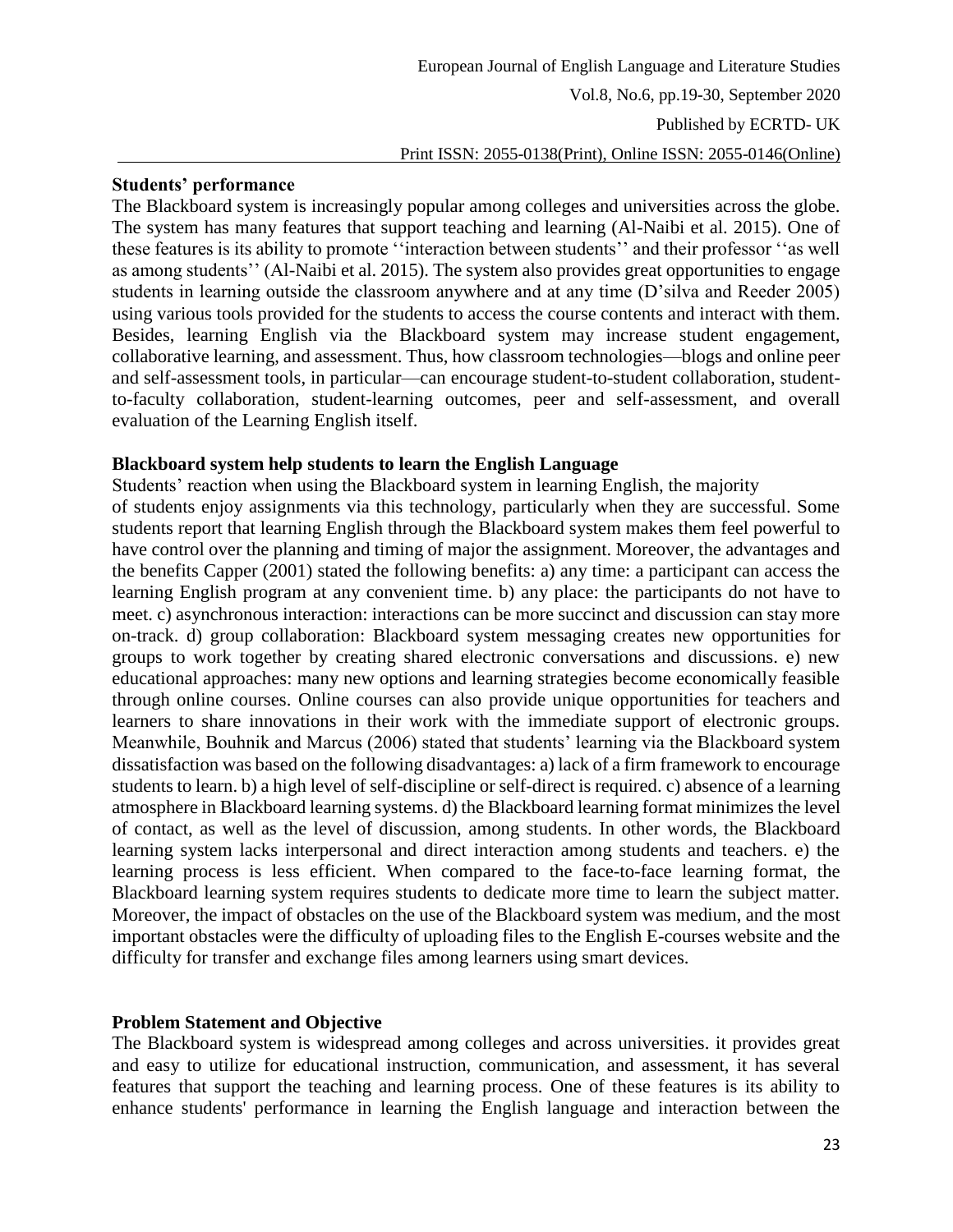**Students' performance**

The Blackboard system is increasingly popular among colleges and universities across the globe. The system has many features that support teaching and learning (Al-Naibi et al. 2015). One of these features is its ability to promote ''interaction between students'' and their professor ''as well as among students'' (Al-Naibi et al. 2015). The system also provides great opportunities to engage students in learning outside the classroom anywhere and at any time (D'silva and Reeder 2005) using various tools provided for the students to access the course contents and interact with them. Besides, learning English via the Blackboard system may increase student engagement, collaborative learning, and assessment. Thus, how classroom technologies—blogs and online peer and self-assessment tools, in particular—can encourage student-to-student collaboration, student-to-faculty collaboration, student-learning outcomes, peer and self-assessment, and overall evaluation of the Learning English itself.

**Blackboard system help students to learn the English Language**

Students' reaction when using the Blackboard system in learning English, the majority of students enjoy assignments via this technology, particularly when they are successful. Some students report that learning English through the Blackboard system makes them feel powerful to have control over the planning and timing of major the assignment. Moreover, the advantages and the benefits Capper (2001) stated the following benefits: a) any time: a participant can access the learning English program at any convenient time. b) any place: the participants do not have to meet. c) asynchronous interaction: interactions can be more succinct and discussion can stay more on-track. d) group collaboration: Blackboard system messaging creates new opportunities for groups to work together by creating shared electronic conversations and discussions. e) new educational approaches: many new options and learning strategies become economically feasible through online courses. Online courses can also provide unique opportunities for teachers and learners to share innovations in their work with the immediate support of electronic groups. Meanwhile, Bouhnik and Marcus (2006) stated that students' learning via the Blackboard system dissatisfaction was based on the following disadvantages: a) lack of a firm framework to encourage students to learn. b) a high level of self-discipline or self-direct is required. c) absence of a learning atmosphere in Blackboard learning systems. d) the Blackboard learning format minimizes the level of contact, as well as the level of discussion, among students. In other words, the Blackboard learning system lacks interpersonal and direct interaction among students and teachers. e) the learning process is less efficient. When compared to the face-to-face learning format, the Blackboard learning system requires students to dedicate more time to learn the subject matter. Moreover, the impact of obstacles on the use of the Blackboard system was medium, and the most important obstacles were the difficulty of uploading files to the English E-courses website and the difficulty for transfer and exchange files among learners using smart devices.

**Problem Statement and Objective**

The Blackboard system is widespread among colleges and across universities. it provides great and easy to utilize for educational instruction, communication, and assessment, it has several features that support the teaching and learning process. One of these features is its ability to enhance students' performance in learning the English language and interaction between the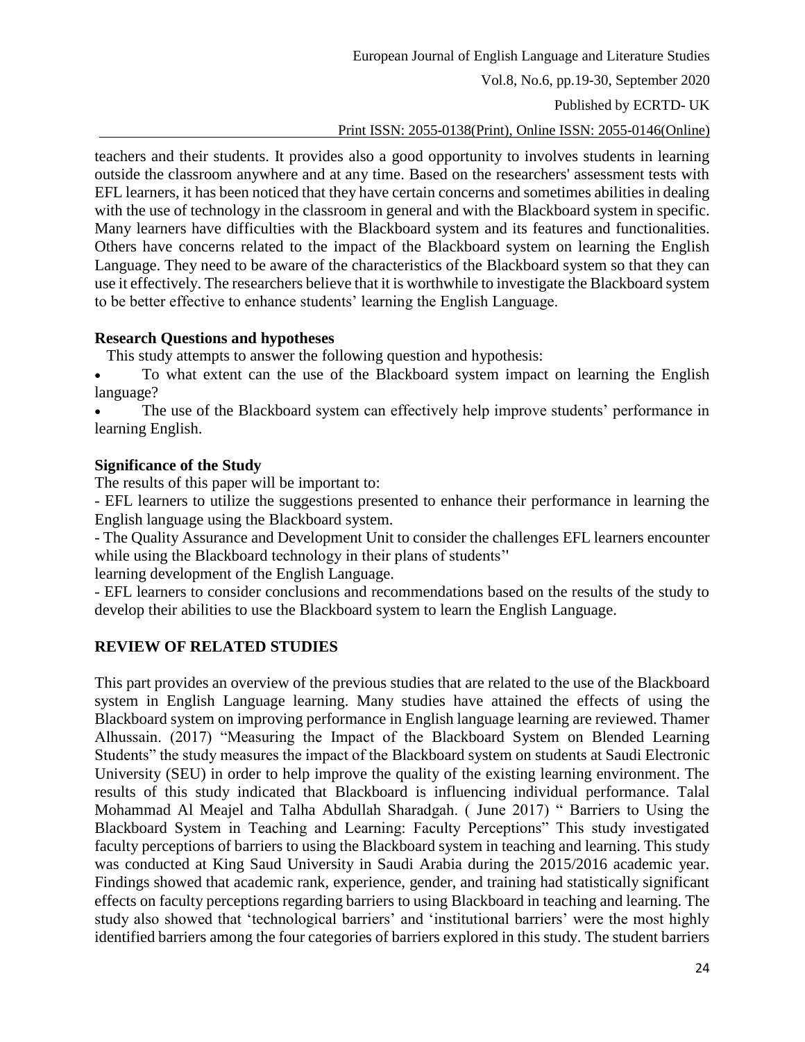teachers and their students. It provides also a good opportunity to involves students in learning outside the classroom anywhere and at any time. Based on the researchers' assessment tests with EFL learners, it has been noticed that they have certain concerns and sometimes abilities in dealing with the use of technology in the classroom in general and with the Blackboard system in specific. Many learners have difficulties with the Blackboard system and its features and functionalities. Others have concerns related to the impact of the Blackboard system on learning the English Language. They need to be aware of the characteristics of the Blackboard system so that they can use it effectively. The researchers believe that it is worthwhile to investigate the Blackboard system to be better effective to enhance students' learning the English Language.

### Research Questions and hypotheses

This study attempts to answer the following question and hypothesis:

- To what extent can the use of the Blackboard system impact on learning the English language?
- The use of the Blackboard system can effectively help improve students' performance in learning English.

### Significance of the Study

The results of this paper will be important to:

- EFL learners to utilize the suggestions presented to enhance their performance in learning the English language using the Blackboard system.
- The Quality Assurance and Development Unit to consider the challenges EFL learners encounter while using the Blackboard technology in their plans of students" learning development of the English Language.
- EFL learners to consider conclusions and recommendations based on the results of the study to develop their abilities to use the Blackboard system to learn the English Language.

## REVIEW OF RELATED STUDIES

This part provides an overview of the previous studies that are related to the use of the Blackboard system in English Language learning. Many studies have attained the effects of using the Blackboard system on improving performance in English language learning are reviewed. Thamer Alhussain. (2017) "Measuring the Impact of the Blackboard System on Blended Learning Students" the study measures the impact of the Blackboard system on students at Saudi Electronic University (SEU) in order to help improve the quality of the existing learning environment. The results of this study indicated that Blackboard is influencing individual performance. Talal Mohammad Al Meajel and Talha Abdullah Sharadgah. ( June 2017) " Barriers to Using the Blackboard System in Teaching and Learning: Faculty Perceptions" This study investigated faculty perceptions of barriers to using the Blackboard system in teaching and learning. This study was conducted at King Saud University in Saudi Arabia during the 2015/2016 academic year. Findings showed that academic rank, experience, gender, and training had statistically significant effects on faculty perceptions regarding barriers to using Blackboard in teaching and learning. The study also showed that 'technological barriers' and 'institutional barriers' were the most highly identified barriers among the four categories of barriers explored in this study. The student barriers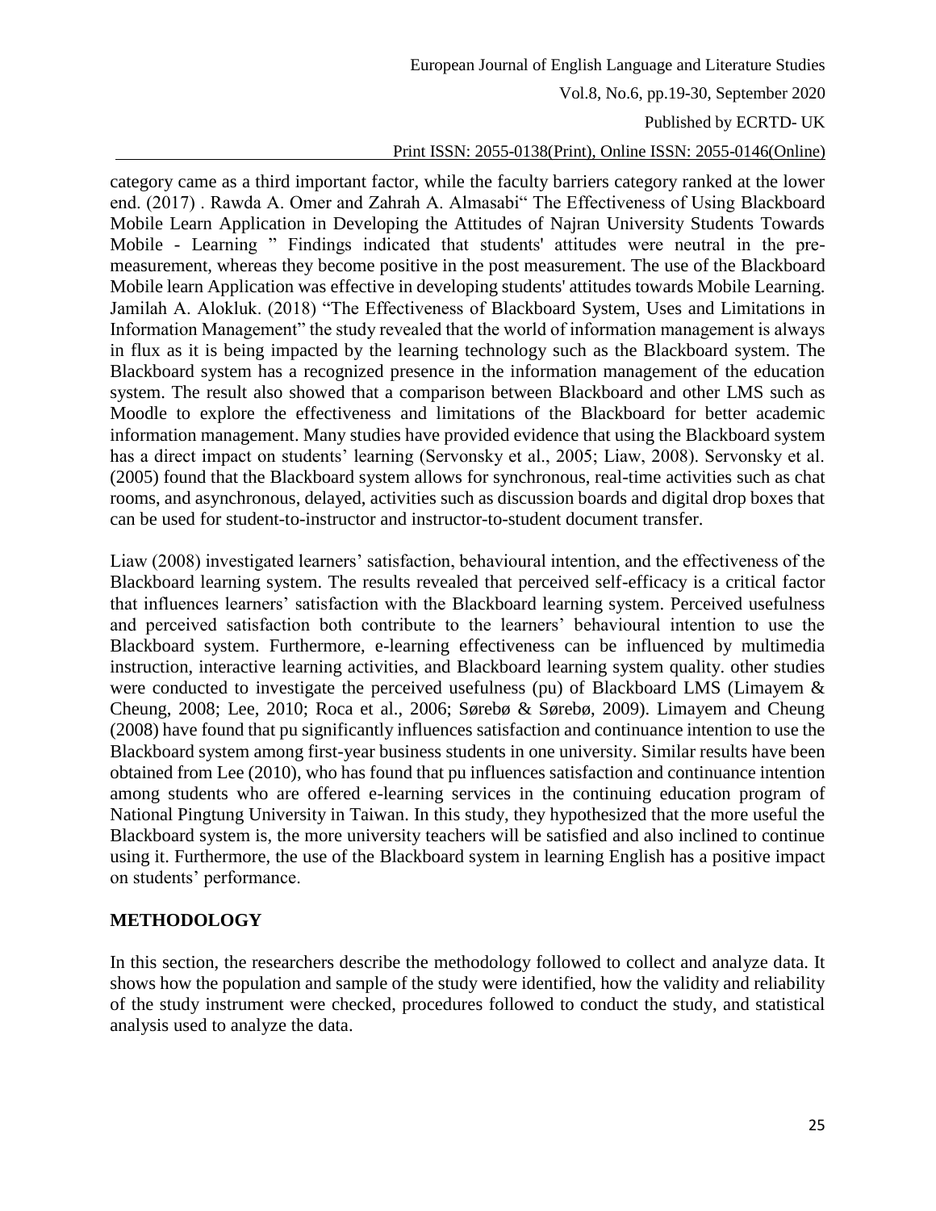category came as a third important factor, while the faculty barriers category ranked at the lower end. (2017) . Rawda A. Omer and Zahrah A. Almasabi" The Effectiveness of Using Blackboard Mobile Learn Application in Developing the Attitudes of Najran University Students Towards Mobile - Learning " Findings indicated that students' attitudes were neutral in the pre-measurement, whereas they become positive in the post measurement. The use of the Blackboard Mobile learn Application was effective in developing students' attitudes towards Mobile Learning. Jamilah A. Alokluk. (2018) "The Effectiveness of Blackboard System, Uses and Limitations in Information Management" the study revealed that the world of information management is always in flux as it is being impacted by the learning technology such as the Blackboard system. The Blackboard system has a recognized presence in the information management of the education system. The result also showed that a comparison between Blackboard and other LMS such as Moodle to explore the effectiveness and limitations of the Blackboard for better academic information management. Many studies have provided evidence that using the Blackboard system has a direct impact on students' learning (Servonsky et al., 2005; Liaw, 2008). Servonsky et al. (2005) found that the Blackboard system allows for synchronous, real-time activities such as chat rooms, and asynchronous, delayed, activities such as discussion boards and digital drop boxes that can be used for student-to-instructor and instructor-to-student document transfer.

Liaw (2008) investigated learners' satisfaction, behavioural intention, and the effectiveness of the Blackboard learning system. The results revealed that perceived self-efficacy is a critical factor that influences learners' satisfaction with the Blackboard learning system. Perceived usefulness and perceived satisfaction both contribute to the learners' behavioural intention to use the Blackboard system. Furthermore, e-learning effectiveness can be influenced by multimedia instruction, interactive learning activities, and Blackboard learning system quality. other studies were conducted to investigate the perceived usefulness (pu) of Blackboard LMS (Limayem & Cheung, 2008; Lee, 2010; Roca et al., 2006; Sørebø & Sørebø, 2009). Limayem and Cheung (2008) have found that pu significantly influences satisfaction and continuance intention to use the Blackboard system among first-year business students in one university. Similar results have been obtained from Lee (2010), who has found that pu influences satisfaction and continuance intention among students who are offered e-learning services in the continuing education program of National Pingtung University in Taiwan. In this study, they hypothesized that the more useful the Blackboard system is, the more university teachers will be satisfied and also inclined to continue using it. Furthermore, the use of the Blackboard system in learning English has a positive impact on students' performance.

## METHODOLOGY

In this section, the researchers describe the methodology followed to collect and analyze data. It shows how the population and sample of the study were identified, how the validity and reliability of the study instrument were checked, procedures followed to conduct the study, and statistical analysis used to analyze the data.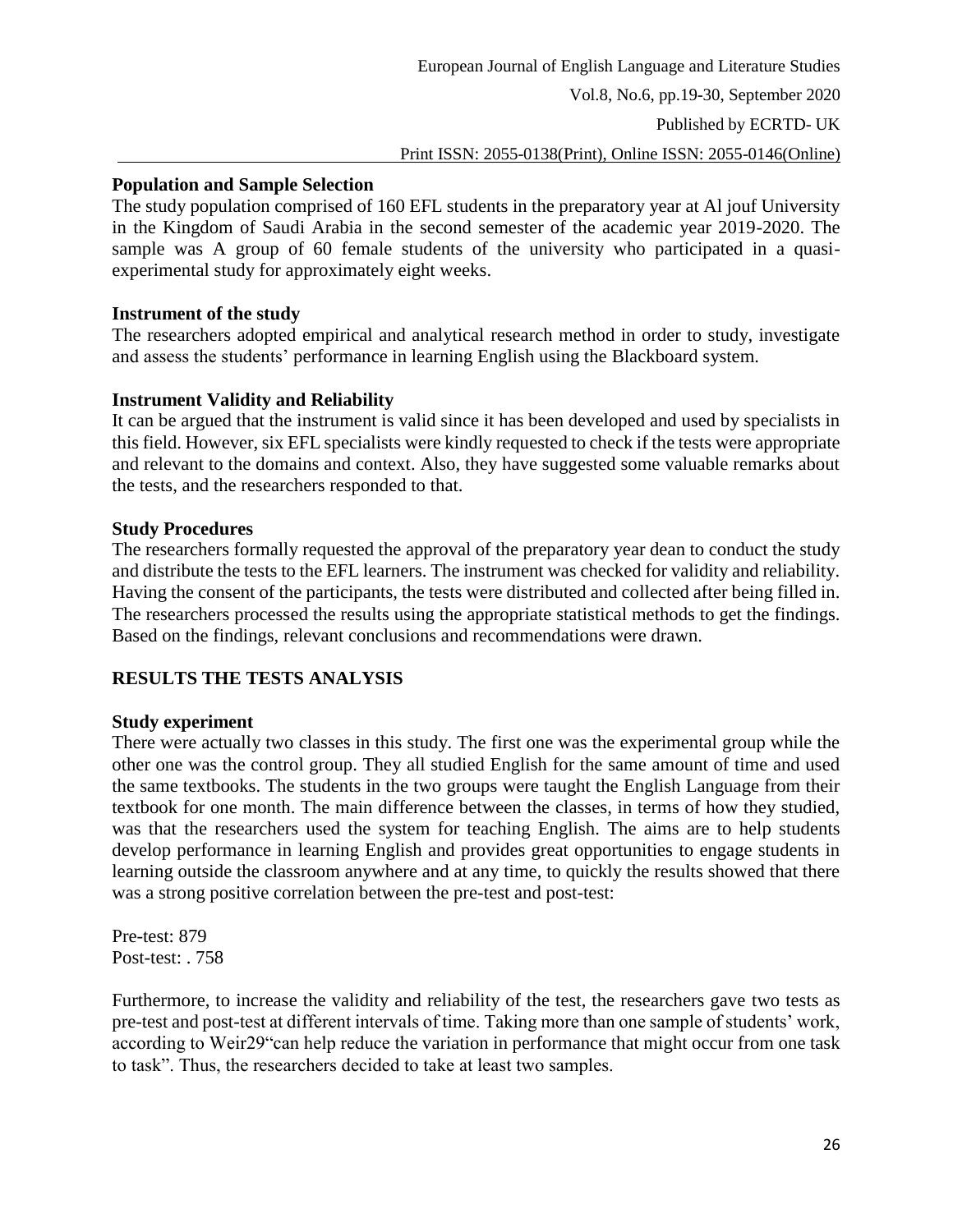### Population and Sample Selection

The study population comprised of 160 EFL students in the preparatory year at Al jouf University in the Kingdom of Saudi Arabia in the second semester of the academic year 2019-2020. The sample was A group of 60 female students of the university who participated in a quasi-experimental study for approximately eight weeks.

### Instrument of the study

The researchers adopted empirical and analytical research method in order to study, investigate and assess the students' performance in learning English using the Blackboard system.

### Instrument Validity and Reliability

It can be argued that the instrument is valid since it has been developed and used by specialists in this field. However, six EFL specialists were kindly requested to check if the tests were appropriate and relevant to the domains and context. Also, they have suggested some valuable remarks about the tests, and the researchers responded to that.

### Study Procedures

The researchers formally requested the approval of the preparatory year dean to conduct the study and distribute the tests to the EFL learners. The instrument was checked for validity and reliability. Having the consent of the participants, the tests were distributed and collected after being filled in. The researchers processed the results using the appropriate statistical methods to get the findings. Based on the findings, relevant conclusions and recommendations were drawn.

## RESULTS THE TESTS ANALYSIS

### Study experiment

There were actually two classes in this study. The first one was the experimental group while the other one was the control group. They all studied English for the same amount of time and used the same textbooks. The students in the two groups were taught the English Language from their textbook for one month. The main difference between the classes, in terms of how they studied, was that the researchers used the system for teaching English. The aims are to help students develop performance in learning English and provides great opportunities to engage students in learning outside the classroom anywhere and at any time, to quickly the results showed that there was a strong positive correlation between the pre-test and post-test:

Pre-test: 879
Post-test: . 758

Furthermore, to increase the validity and reliability of the test, the researchers gave two tests as pre-test and post-test at different intervals of time. Taking more than one sample of students' work, according to Weir29"can help reduce the variation in performance that might occur from one task to task". Thus, the researchers decided to take at least two samples.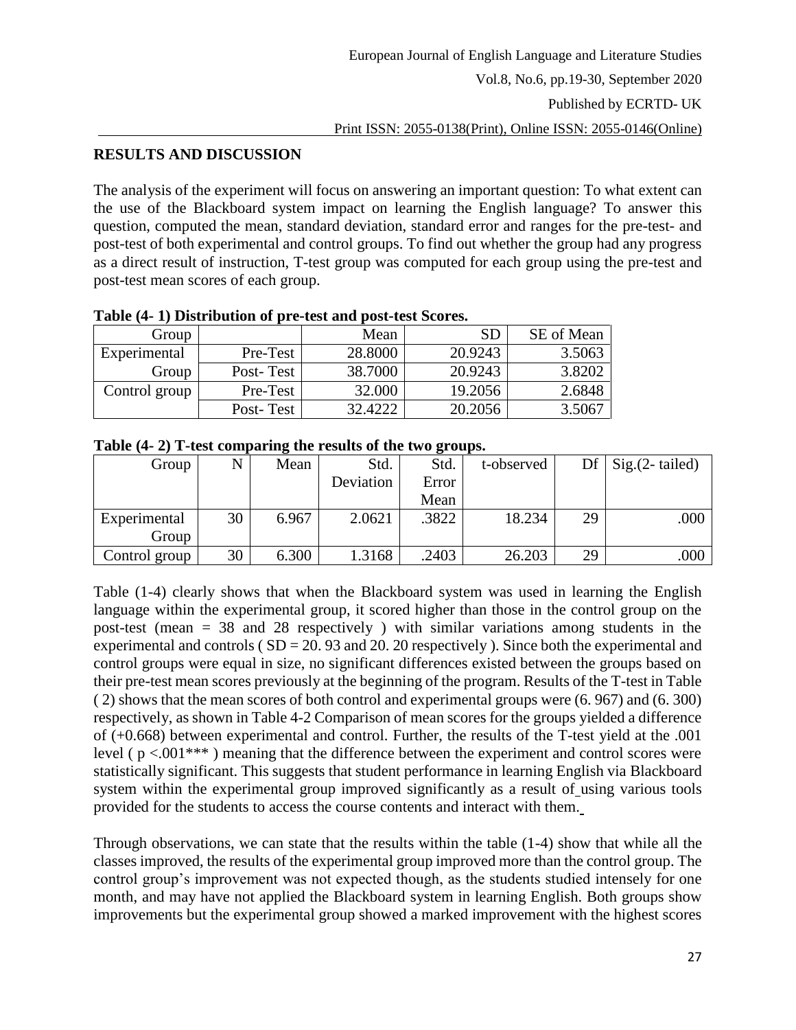## RESULTS AND DISCUSSION

The analysis of the experiment will focus on answering an important question: To what extent can the use of the Blackboard system impact on learning the English language? To answer this question, computed the mean, standard deviation, standard error and ranges for the pre-test- and post-test of both experimental and control groups. To find out whether the group had any progress as a direct result of instruction, T-test group was computed for each group using the pre-test and post-test mean scores of each group.

**Table (4- 1) Distribution of pre-test and post-test Scores.**

| Group | | Mean | SD | SE of Mean |
|---|---|---|---|---|
| Experimental Group | Pre-Test | 28.8000 | 20.9243 | 3.5063 |
| | Post- Test | 38.7000 | 20.9243 | 3.8202 |
| Control group | Pre-Test | 32.000 | 19.2056 | 2.6848 |
| | Post- Test | 32.4222 | 20.2056 | 3.5067 |

**Table (4- 2) T-test comparing the results of the two groups.**

| Group | N | Mean | Std. Deviation | Std. Error Mean | t-observed | Df | Sig.(2- tailed) |
|---|---|---|---|---|---|---|---|
| Experimental Group | 30 | 6.967 | 2.0621 | .3822 | 18.234 | 29 | .000 |
| Control group | 30 | 6.300 | 1.3168 | .2403 | 26.203 | 29 | .000 |

Table (1-4) clearly shows that when the Blackboard system was used in learning the English language within the experimental group, it scored higher than those in the control group on the post-test (mean = 38 and 28 respectively ) with similar variations among students in the experimental and controls ( SD = 20. 93 and 20. 20 respectively ). Since both the experimental and control groups were equal in size, no significant differences existed between the groups based on their pre-test mean scores previously at the beginning of the program. Results of the T-test in Table ( 2) shows that the mean scores of both control and experimental groups were (6. 967) and (6. 300) respectively, as shown in Table 4-2 Comparison of mean scores for the groups yielded a difference of (+0.668) between experimental and control. Further, the results of the T-test yield at the .001 level ( $p < .001$*** ) meaning that the difference between the experiment and control scores were statistically significant. This suggests that student performance in learning English via Blackboard system within the experimental group improved significantly as a result of using various tools provided for the students to access the course contents and interact with them.

Through observations, we can state that the results within the table (1-4) show that while all the classes improved, the results of the experimental group improved more than the control group. The control group's improvement was not expected though, as the students studied intensely for one month, and may have not applied the Blackboard system in learning English. Both groups show improvements but the experimental group showed a marked improvement with the highest scores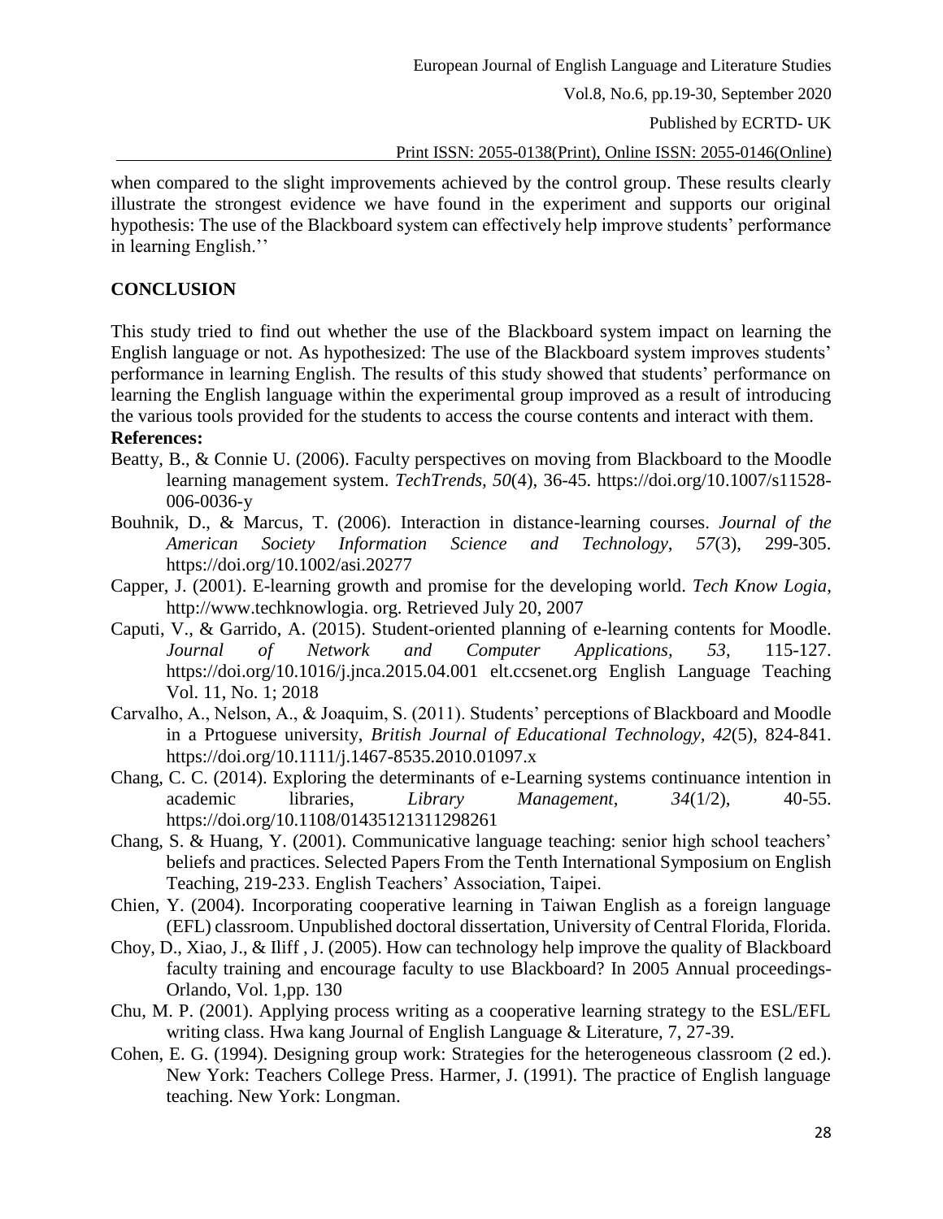when compared to the slight improvements achieved by the control group. These results clearly illustrate the strongest evidence we have found in the experiment and supports our original hypothesis: The use of the Blackboard system can effectively help improve students' performance in learning English.''

## CONCLUSION

This study tried to find out whether the use of the Blackboard system impact on learning the English language or not. As hypothesized: The use of the Blackboard system improves students' performance in learning English. The results of this study showed that students' performance on learning the English language within the experimental group improved as a result of introducing the various tools provided for the students to access the course contents and interact with them.

**References:**

Beatty, B., & Connie U. (2006). Faculty perspectives on moving from Blackboard to the Moodle learning management system. *TechTrends, 50*(4), 36-45. https://doi.org/10.1007/s11528-006-0036-y

Bouhnik, D., & Marcus, T. (2006). Interaction in distance-learning courses. *Journal of the American Society Information Science and Technology, 57*(3), 299-305. https://doi.org/10.1002/asi.20277

Capper, J. (2001). E-learning growth and promise for the developing world. *Tech Know Logia*, http://www.techknowlogia. org. Retrieved July 20, 2007

Caputi, V., & Garrido, A. (2015). Student-oriented planning of e-learning contents for Moodle. *Journal of Network and Computer Applications, 53*, 115-127. https://doi.org/10.1016/j.jnca.2015.04.001 elt.ccsenet.org English Language Teaching Vol. 11, No. 1; 2018

Carvalho, A., Nelson, A., & Joaquim, S. (2011). Students' perceptions of Blackboard and Moodle in a Prtoguese university, *British Journal of Educational Technology, 42*(5), 824-841. https://doi.org/10.1111/j.1467-8535.2010.01097.x

Chang, C. C. (2014). Exploring the determinants of e-Learning systems continuance intention in academic libraries, *Library Management, 34*(1/2), 40-55. https://doi.org/10.1108/01435121311298261

Chang, S. & Huang, Y. (2001). Communicative language teaching: senior high school teachers' beliefs and practices. Selected Papers From the Tenth International Symposium on English Teaching, 219-233. English Teachers' Association, Taipei.

Chien, Y. (2004). Incorporating cooperative learning in Taiwan English as a foreign language (EFL) classroom. Unpublished doctoral dissertation, University of Central Florida, Florida.

Choy, D., Xiao, J., & Iliff , J. (2005). How can technology help improve the quality of Blackboard faculty training and encourage faculty to use Blackboard? In 2005 Annual proceedings-Orlando, Vol. 1,pp. 130

Chu, M. P. (2001). Applying process writing as a cooperative learning strategy to the ESL/EFL writing class. Hwa kang Journal of English Language & Literature, 7, 27-39.

Cohen, E. G. (1994). Designing group work: Strategies for the heterogeneous classroom (2 ed.). New York: Teachers College Press. Harmer, J. (1991). The practice of English language teaching. New York: Longman.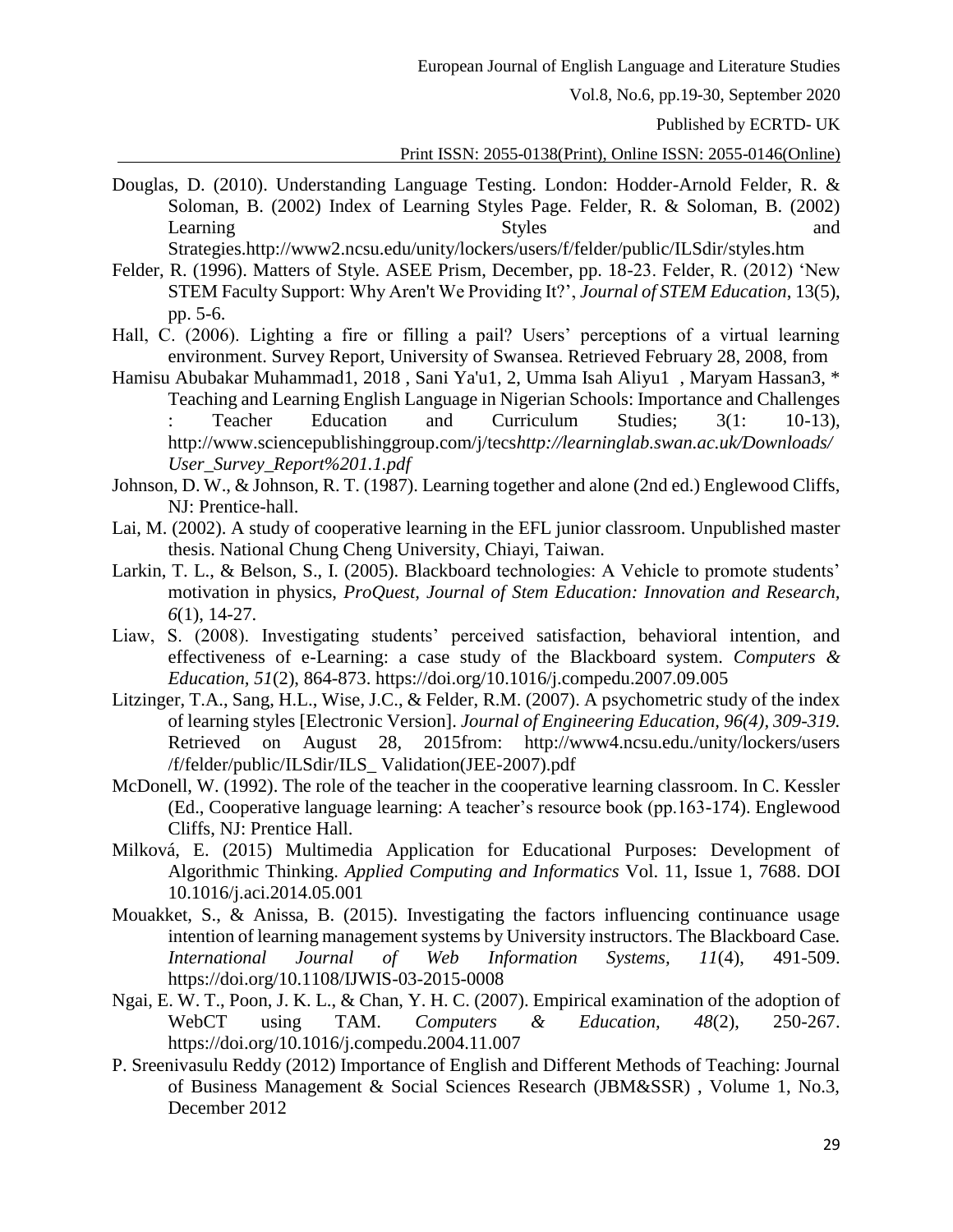Douglas, D. (2010). Understanding Language Testing. London: Hodder-Arnold Felder, R. & Soloman, B. (2002) Index of Learning Styles Page. Felder, R. & Soloman, B. (2002) Learning Styles and Strategies.http://www2.ncsu.edu/unity/lockers/users/f/felder/public/ILSdir/styles.htm

Felder, R. (1996). Matters of Style. ASEE Prism, December, pp. 18-23. Felder, R. (2012) 'New STEM Faculty Support: Why Aren't We Providing It?', *Journal of STEM Education*, 13(5), pp. 5-6.

Hall, C. (2006). Lighting a fire or filling a pail? Users' perceptions of a virtual learning environment. Survey Report, University of Swansea. Retrieved February 28, 2008, from

Hamisu Abubakar Muhammad1, 2018 , Sani Ya'u1, 2, Umma Isah Aliyu1 , Maryam Hassan3, * Teaching and Learning English Language in Nigerian Schools: Importance and Challenges : Teacher Education and Curriculum Studies; 3(1: 10-13), http://www.sciencepublishinggroup.com/j/tecs*http://learninglab.swan.ac.uk/Downloads/User_Survey_Report%201.1.pdf*

Johnson, D. W., & Johnson, R. T. (1987). Learning together and alone (2nd ed.) Englewood Cliffs, NJ: Prentice-hall.

Lai, M. (2002). A study of cooperative learning in the EFL junior classroom. Unpublished master thesis. National Chung Cheng University, Chiayi, Taiwan.

Larkin, T. L., & Belson, S., I. (2005). Blackboard technologies: A Vehicle to promote students' motivation in physics, *ProQuest, Journal of Stem Education: Innovation and Research, 6*(1), 14-27.

Liaw, S. (2008). Investigating students' perceived satisfaction, behavioral intention, and effectiveness of e-Learning: a case study of the Blackboard system. *Computers & Education, 51*(2), 864-873. https://doi.org/10.1016/j.compedu.2007.09.005

Litzinger, T.A., Sang, H.L., Wise, J.C., & Felder, R.M. (2007). A psychometric study of the index of learning styles [Electronic Version]. *Journal of Engineering Education, 96(4), 309-319.* Retrieved on August 28, 2015from: http://www4.ncsu.edu./unity/lockers/users /f/felder/public/ILSdir/ILS_ Validation(JEE-2007).pdf

McDonell, W. (1992). The role of the teacher in the cooperative learning classroom. In C. Kessler (Ed., Cooperative language learning: A teacher's resource book (pp.163-174). Englewood Cliffs, NJ: Prentice Hall.

Milková, E. (2015) Multimedia Application for Educational Purposes: Development of Algorithmic Thinking. *Applied Computing and Informatics* Vol. 11, Issue 1, 7688. DOI 10.1016/j.aci.2014.05.001

Mouakket, S., & Anissa, B. (2015). Investigating the factors influencing continuance usage intention of learning management systems by University instructors. The Blackboard Case*. International Journal of Web Information Systems, 11*(4), 491-509. https://doi.org/10.1108/IJWIS-03-2015-0008

Ngai, E. W. T., Poon, J. K. L., & Chan, Y. H. C. (2007). Empirical examination of the adoption of WebCT using TAM. *Computers & Education, 48*(2), 250-267. https://doi.org/10.1016/j.compedu.2004.11.007

P. Sreenivasulu Reddy (2012) Importance of English and Different Methods of Teaching: Journal of Business Management & Social Sciences Research (JBM&SSR) , Volume 1, No.3, December 2012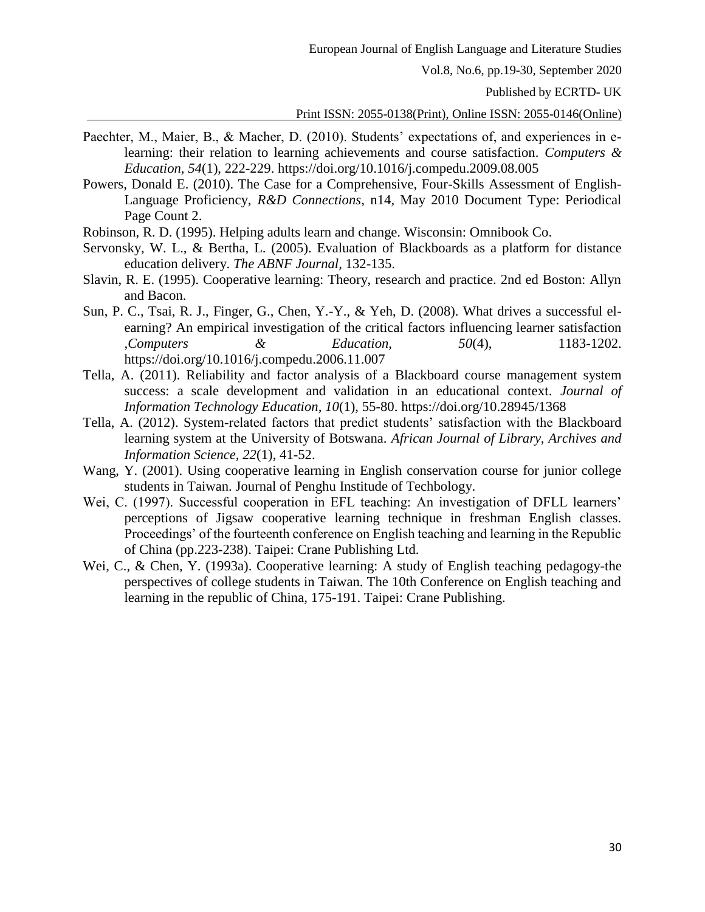Paechter, M., Maier, B., & Macher, D. (2010). Students' expectations of, and experiences in e-learning: their relation to learning achievements and course satisfaction. *Computers & Education, 54*(1), 222-229. https://doi.org/10.1016/j.compedu.2009.08.005

Powers, Donald E. (2010). The Case for a Comprehensive, Four-Skills Assessment of English-Language Proficiency, *R&D Connections*, n14, May 2010 Document Type: Periodical Page Count 2.

Robinson, R. D. (1995). Helping adults learn and change. Wisconsin: Omnibook Co.

Servonsky, W. L., & Bertha, L. (2005). Evaluation of Blackboards as a platform for distance education delivery. *The ABNF Journal*, 132-135.

Slavin, R. E. (1995). Cooperative learning: Theory, research and practice. 2nd ed Boston: Allyn and Bacon.

Sun, P. C., Tsai, R. J., Finger, G., Chen, Y.-Y., & Yeh, D. (2008). What drives a successful el-earning? An empirical investigation of the critical factors influencing learner satisfaction ,*Computers & Education*, *50*(4), 1183-1202. https://doi.org/10.1016/j.compedu.2006.11.007

Tella, A. (2011). Reliability and factor analysis of a Blackboard course management system success: a scale development and validation in an educational context. *Journal of Information Technology Education, 10*(1), 55-80. https://doi.org/10.28945/1368

Tella, A. (2012). System-related factors that predict students' satisfaction with the Blackboard learning system at the University of Botswana. *African Journal of Library, Archives and Information Science, 22*(1), 41-52.

Wang, Y. (2001). Using cooperative learning in English conservation course for junior college students in Taiwan. Journal of Penghu Institude of Techbology.

Wei, C. (1997). Successful cooperation in EFL teaching: An investigation of DFLL learners' perceptions of Jigsaw cooperative learning technique in freshman English classes. Proceedings' of the fourteenth conference on English teaching and learning in the Republic of China (pp.223-238). Taipei: Crane Publishing Ltd.

Wei, C., & Chen, Y. (1993a). Cooperative learning: A study of English teaching pedagogy-the perspectives of college students in Taiwan. The 10th Conference on English teaching and learning in the republic of China, 175-191. Taipei: Crane Publishing.